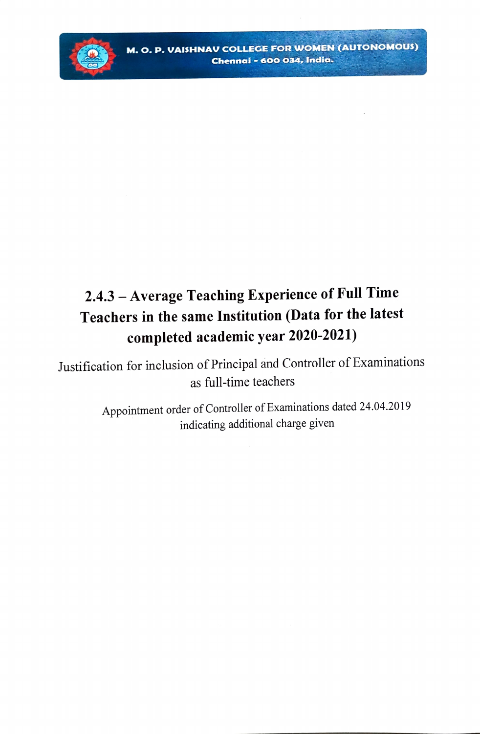**M. O. P. VAISHNAV COLLEGE FOR WOMEN (AUTONOMOUS)**
**Chennai - 600 034, India.**

# 2.4.3 – Average Teaching Experience of Full Time Teachers in the same Institution (Data for the latest completed academic year 2020-2021)

Justification for inclusion of Principal and Controller of Examinations as full-time teachers

Appointment order of Controller of Examinations dated 24.04.2019 indicating additional charge given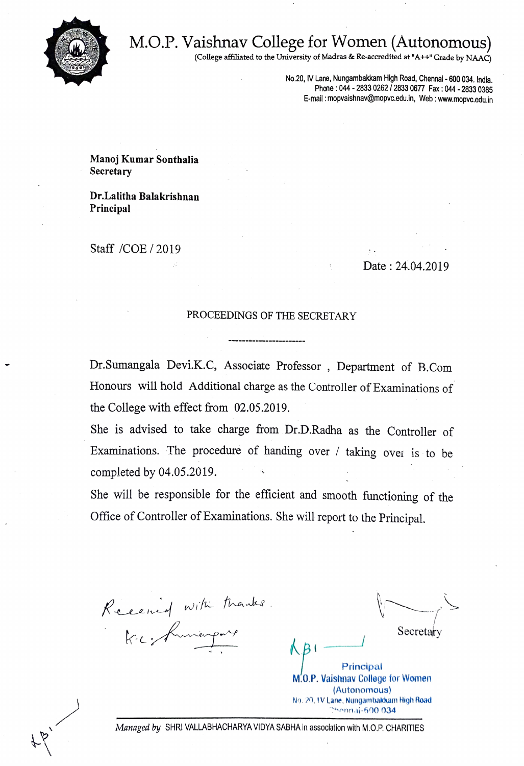# M.O.P. Vaishnav College for Women (Autonomous)

(College affiliated to the University of Madras & Re-accredited at "A++" Grade by NAAC)

No.20, IV Lane, Nungambakkam High Road, Chennai - 600 034. India.
Phone : 044 - 2833 0262 / 2833 0677 Fax : 044 - 2833 0385
E-mail : mopvaishnav@mopvc.edu.in, Web : www.mopvc.edu.in

**Manoj Kumar Sonthalia**
**Secretary**

**Dr.Lalitha Balakrishnan**
**Principal**

Staff /COE / 2019

Date : 24.04.2019

PROCEEDINGS OF THE SECRETARY

-----------------------

Dr.Sumangala Devi.K.C, Associate Professor , Department of B.Com Honours will hold Additional charge as the Controller of Examinations of the College with effect from 02.05.2019.

She is advised to take charge from Dr.D.Radha as the Controller of Examinations. The procedure of handing over / taking over is to be completed by 04.05.2019.

She will be responsible for the efficient and smooth functioning of the Office of Controller of Examinations. She will report to the Principal.

Received with thanks.
K.C. Sumangala

Secretary

Principal
M.O.P. Vaishnav College for Women
(Autonomous)
No. 20, IV Lane, Nungambakkam High Road
Chennai-600 034

*Managed by* SHRI VALLABHACHARYA VIDYA SABHA in association with M.O.P. CHARITIES